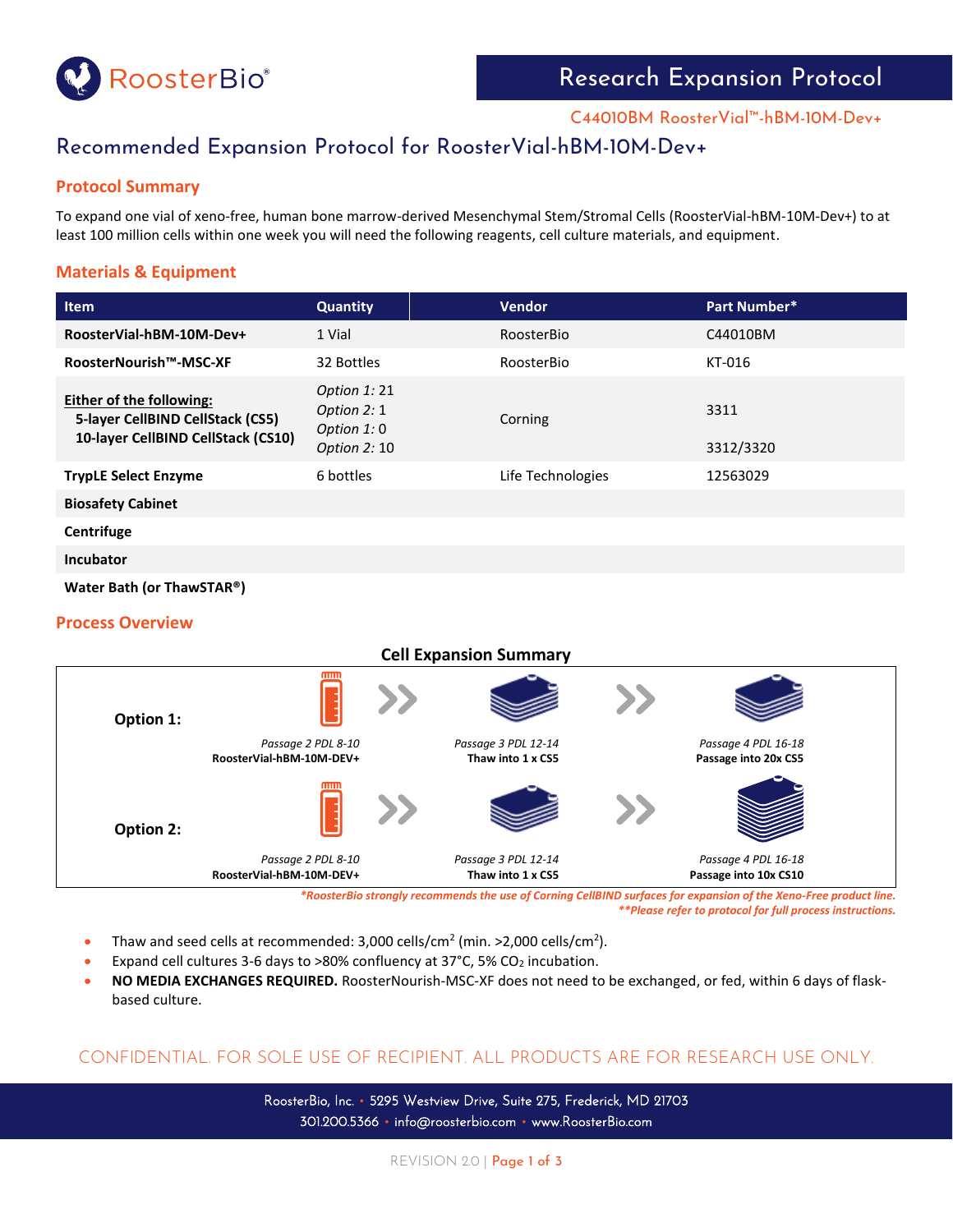RoosterBio®

# Research Expansion Protocol

C44010BM RoosterVial™-hBM-10M-Dev+

## Recommended Expansion Protocol for RoosterVial-hBM-10M-Dev+

### Protocol Summary

To expand one vial of xeno-free, human bone marrow-derived Mesenchymal Stem/Stromal Cells (RoosterVial-hBM-10M-Dev+) to at least 100 million cells within one week you will need the following reagents, cell culture materials, and equipment.

### Materials & Equipment

| Item | Quantity | Vendor | Part Number* |
|---|---|---|---|
| **RoosterVial-hBM-10M-Dev+** | 1 Vial | RoosterBio | C44010BM |
| **RoosterNourish™-MSC-XF** | 32 Bottles | RoosterBio | KT-016 |
| **Either of the following:**<br>**5-layer CellBIND CellStack (CS5)**<br>**10-layer CellBIND CellStack (CS10)** | *Option 1:* 21<br>*Option 2:* 1<br>*Option 1:* 0<br>*Option 2:* 10 | Corning | 3311<br>3312/3320 |
| **TrypLE Select Enzyme** | 6 bottles | Life Technologies | 12563029 |
| **Biosafety Cabinet** | | | |
| **Centrifuge** | | | |
| **Incubator** | | | |
| **Water Bath (or ThawSTAR®)** | | | |

### Process Overview

**Cell Expansion Summary**

**Option 1:**
*Passage 2 PDL 8-10* **RoosterVial-hBM-10M-DEV+** » *Passage 3 PDL 12-14* **Thaw into 1 x CS5** » *Passage 4 PDL 16-18* **Passage into 20x CS5**

**Option 2:**
*Passage 2 PDL 8-10* **RoosterVial-hBM-10M-DEV+** » *Passage 3 PDL 12-14* **Thaw into 1 x CS5** » *Passage 4 PDL 16-18* **Passage into 10x CS10**

****RoosterBio strongly recommends the use of Corning CellBIND surfaces for expansion of the Xeno-Free product line.***
*****Please refer to protocol for full process instructions.***

- Thaw and seed cells at recommended: 3,000 cells/cm$^2$ (min. >2,000 cells/cm$^2$).
- Expand cell cultures 3-6 days to >80% confluency at 37°C, 5% $CO_2$ incubation.
- **NO MEDIA EXCHANGES REQUIRED.** RoosterNourish-MSC-XF does not need to be exchanged, or fed, within 6 days of flask-based culture.

CONFIDENTIAL. FOR SOLE USE OF RECIPIENT. ALL PRODUCTS ARE FOR RESEARCH USE ONLY.

RoosterBio, Inc. • 5295 Westview Drive, Suite 275, Frederick, MD 21703
301.200.5366 • info@roosterbio.com • www.RoosterBio.com

REVISION 2.0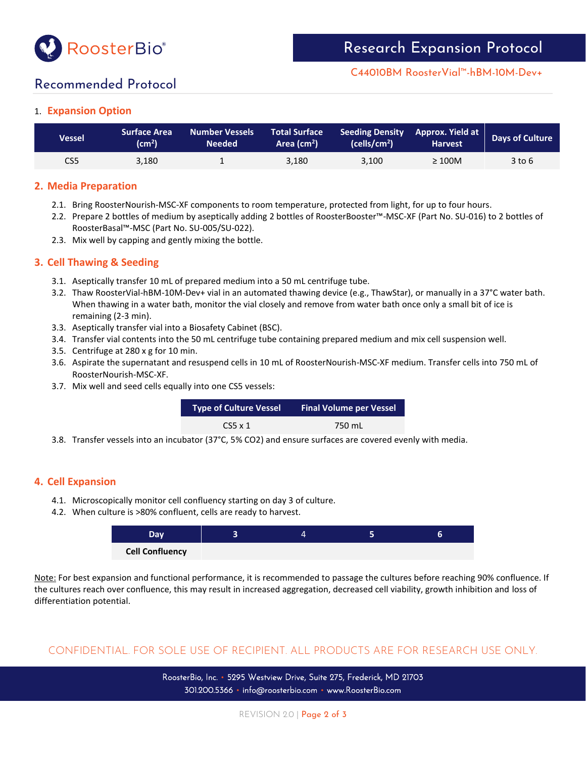## Research Expansion Protocol

C44010BM RoosterVial™-hBM-10M-Dev+

# Recommended Protocol

## 1. Expansion Option

| Vessel | Surface Area ($cm^2$) | Number Vessels Needed | Total Surface Area ($cm^2$) | Seeding Density (cells/$cm^2$) | Approx. Yield at Harvest | Days of Culture |
|---|---|---|---|---|---|---|
| CS5 | 3,180 | 1 | 3,180 | 3,100 | ≥ 100M | 3 to 6 |

## 2. Media Preparation

2.1. Bring RoosterNourish-MSC-XF components to room temperature, protected from light, for up to four hours.

2.2. Prepare 2 bottles of medium by aseptically adding 2 bottles of RoosterBooster™-MSC-XF (Part No. SU-016) to 2 bottles of RoosterBasal™-MSC (Part No. SU-005/SU-022).

2.3. Mix well by capping and gently mixing the bottle.

## 3. Cell Thawing & Seeding

3.1. Aseptically transfer 10 mL of prepared medium into a 50 mL centrifuge tube.

3.2. Thaw RoosterVial-hBM-10M-Dev+ vial in an automated thawing device (e.g., ThawStar), or manually in a 37°C water bath. When thawing in a water bath, monitor the vial closely and remove from water bath once only a small bit of ice is remaining (2-3 min).

3.3. Aseptically transfer vial into a Biosafety Cabinet (BSC).

3.4. Transfer vial contents into the 50 mL centrifuge tube containing prepared medium and mix cell suspension well.

3.5. Centrifuge at 280 x g for 10 min.

3.6. Aspirate the supernatant and resuspend cells in 10 mL of RoosterNourish-MSC-XF medium. Transfer cells into 750 mL of RoosterNourish-MSC-XF.

3.7. Mix well and seed cells equally into one CS5 vessels:

| Type of Culture Vessel | Final Volume per Vessel |
|---|---|
| CS5 x 1 | 750 mL |

3.8. Transfer vessels into an incubator (37°C, 5% $CO_2$) and ensure surfaces are covered evenly with media.

## 4. Cell Expansion

4.1. Microscopically monitor cell confluency starting on day 3 of culture.

4.2. When culture is >80% confluent, cells are ready to harvest.

| Day | 3 | 4 | 5 | 6 |
|---|---|---|---|---|
| **Cell Confluency** | | | | |

Note: For best expansion and functional performance, it is recommended to passage the cultures before reaching 90% confluence. If the cultures reach over confluence, this may result in increased aggregation, decreased cell viability, growth inhibition and loss of differentiation potential.

CONFIDENTIAL. FOR SOLE USE OF RECIPIENT. ALL PRODUCTS ARE FOR RESEARCH USE ONLY.

RoosterBio, Inc. • 5295 Westview Drive, Suite 275, Frederick, MD 21703
301.200.5366 • info@roosterbio.com • www.RoosterBio.com

REVISION 2.0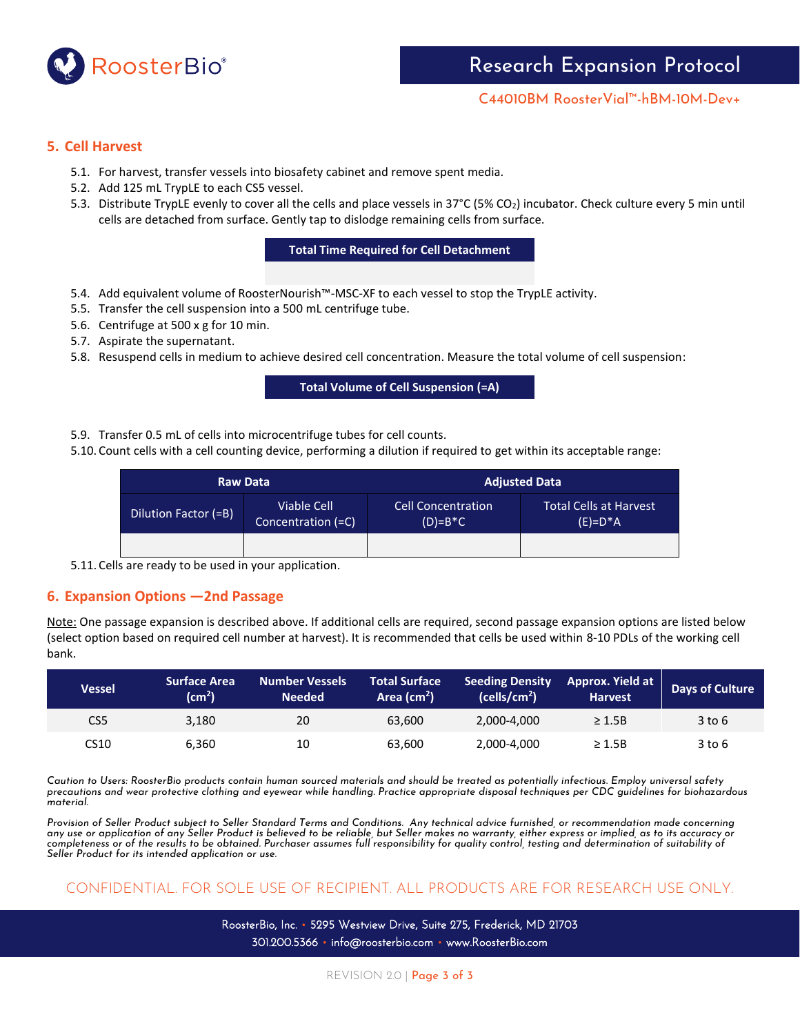## 5. Cell Harvest

5.1. For harvest, transfer vessels into biosafety cabinet and remove spent media.
5.2. Add 125 mL TrypLE to each CS5 vessel.
5.3. Distribute TrypLE evenly to cover all the cells and place vessels in 37°C (5% $CO_2$) incubator. Check culture every 5 min until cells are detached from surface. Gently tap to dislodge remaining cells from surface.

| Total Time Required for Cell Detachment |
|---|
| |

5.4. Add equivalent volume of RoosterNourish™-MSC-XF to each vessel to stop the TrypLE activity.
5.5. Transfer the cell suspension into a 500 mL centrifuge tube.
5.6. Centrifuge at 500 x g for 10 min.
5.7. Aspirate the supernatant.
5.8. Resuspend cells in medium to achieve desired cell concentration. Measure the total volume of cell suspension:

| Total Volume of Cell Suspension (=A) |
|---|
| |

5.9. Transfer 0.5 mL of cells into microcentrifuge tubes for cell counts.
5.10. Count cells with a cell counting device, performing a dilution if required to get within its acceptable range:

| Raw Data | | Adjusted Data | |
|---|---|---|---|
| Dilution Factor (=B) | Viable Cell Concentration (=C) | Cell Concentration (D)=B*C | Total Cells at Harvest (E)=D*A |
| | | | |

5.11. Cells are ready to be used in your application.

## 6. Expansion Options —2nd Passage

Note: One passage expansion is described above. If additional cells are required, second passage expansion options are listed below (select option based on required cell number at harvest). It is recommended that cells be used within 8-10 PDLs of the working cell bank.

| Vessel | Surface Area (cm²) | Number Vessels Needed | Total Surface Area (cm²) | Seeding Density (cells/cm²) | Approx. Yield at Harvest | Days of Culture |
|---|---|---|---|---|---|---|
| CS5 | 3,180 | 20 | 63,600 | 2,000-4,000 | ≥ 1.5B | 3 to 6 |
| CS10 | 6,360 | 10 | 63,600 | 2,000-4,000 | ≥ 1.5B | 3 to 6 |

*Caution to Users: RoosterBio products contain human sourced materials and should be treated as potentially infectious. Employ universal safety precautions and wear protective clothing and eyewear while handling. Practice appropriate disposal techniques per CDC guidelines for biohazardous material.*

*Provision of Seller Product subject to Seller Standard Terms and Conditions. Any technical advice furnished, or recommendation made concerning any use or application of any Seller Product is believed to be reliable, but Seller makes no warranty, either express or implied, as to its accuracy or completeness or of the results to be obtained. Purchaser assumes full responsibility for quality control, testing and determination of suitability of Seller Product for its intended application or use.*

CONFIDENTIAL. FOR SOLE USE OF RECIPIENT. ALL PRODUCTS ARE FOR RESEARCH USE ONLY.

RoosterBio, Inc. • 5295 Westview Drive, Suite 275, Frederick, MD 21703
301.200.5366 • info@roosterbio.com • www.RoosterBio.com